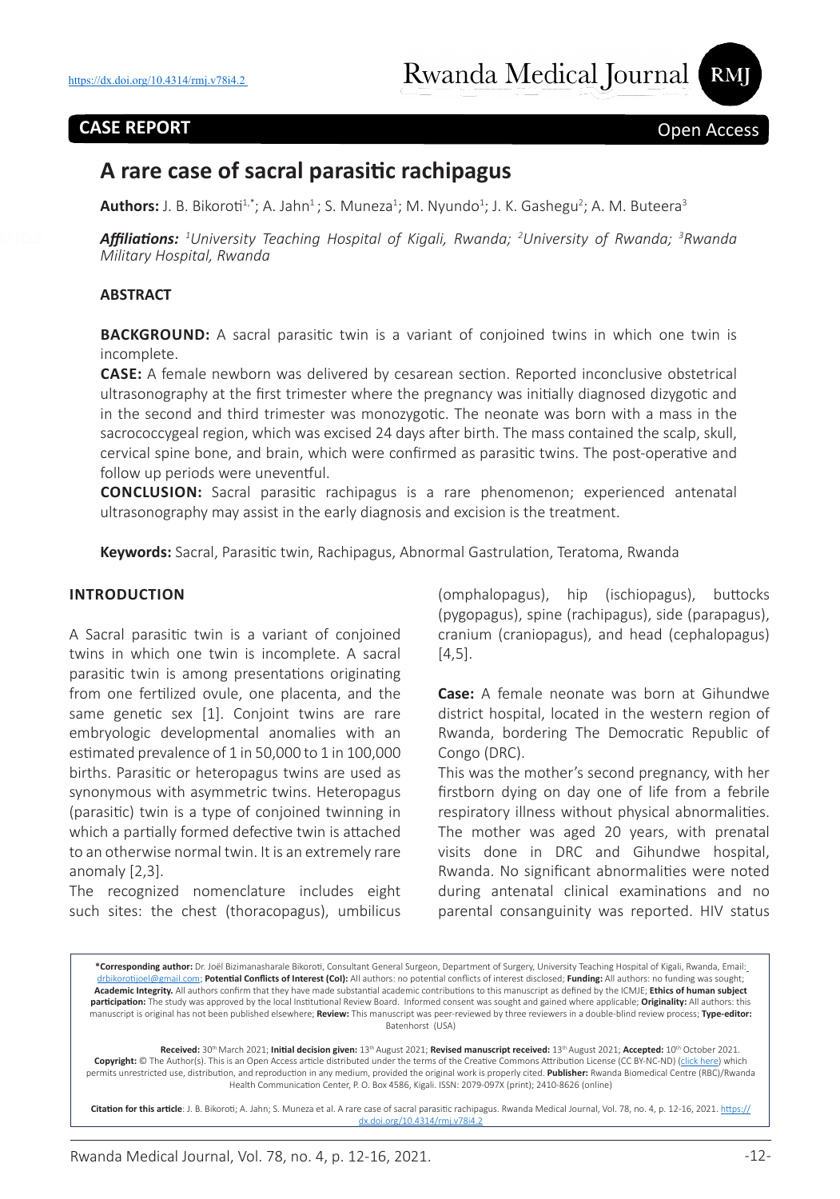https://dx.doi.org/10.4314/rmj.v78i4.2

**CASE REPORT**

Open Access

# A rare case of sacral parasitic rachipagus

**Authors:** J. B. Bikoroti[1,*]; A. Jahn[1]; S. Muneza[1]; M. Nyundo[1]; J. K. Gashegu[2]; A. M. Buteera[3]

***Affiliations:*** *[1]University Teaching Hospital of Kigali, Rwanda; [2]University of Rwanda; [3]Rwanda Military Hospital, Rwanda*

## ABSTRACT

**BACKGROUND:** A sacral parasitic twin is a variant of conjoined twins in which one twin is incomplete.

**CASE:** A female newborn was delivered by cesarean section. Reported inconclusive obstetrical ultrasonography at the first trimester where the pregnancy was initially diagnosed dizygotic and in the second and third trimester was monozygotic. The neonate was born with a mass in the sacrococcygeal region, which was excised 24 days after birth. The mass contained the scalp, skull, cervical spine bone, and brain, which were confirmed as parasitic twins. The post-operative and follow up periods were uneventful.

**CONCLUSION:** Sacral parasitic rachipagus is a rare phenomenon; experienced antenatal ultrasonography may assist in the early diagnosis and excision is the treatment.

**Keywords:** Sacral, Parasitic twin, Rachipagus, Abnormal Gastrulation, Teratoma, Rwanda

## INTRODUCTION

A Sacral parasitic twin is a variant of conjoined twins in which one twin is incomplete. A sacral parasitic twin is among presentations originating from one fertilized ovule, one placenta, and the same genetic sex [1]. Conjoint twins are rare embryologic developmental anomalies with an estimated prevalence of 1 in 50,000 to 1 in 100,000 births. Parasitic or heteropagus twins are used as synonymous with asymmetric twins. Heteropagus (parasitic) twin is a type of conjoined twinning in which a partially formed defective twin is attached to an otherwise normal twin. It is an extremely rare anomaly [2,3].

The recognized nomenclature includes eight such sites: the chest (thoracopagus), umbilicus (omphalopagus), hip (ischiopagus), buttocks (pygopagus), spine (rachipagus), side (parapagus), cranium (craniopagus), and head (cephalopagus) [4,5].

**Case:** A female neonate was born at Gihundwe district hospital, located in the western region of Rwanda, bordering The Democratic Republic of Congo (DRC).

This was the mother's second pregnancy, with her firstborn dying on day one of life from a febrile respiratory illness without physical abnormalities. The mother was aged 20 years, with prenatal visits done in DRC and Gihundwe hospital, Rwanda. No significant abnormalities were noted during antenatal clinical examinations and no parental consanguinity was reported. HIV status

*Corresponding author: Dr. Joël Bizimanasharale Bikoroti, Consultant General Surgeon, Department of Surgery, University Teaching Hospital of Kigali, Rwanda, Email: drbikorotijoel@gmail.com; **Potential Conflicts of Interest (CoI):** All authors: no potential conflicts of interest disclosed; **Funding:** All authors: no funding was sought; **Academic Integrity.** All authors confirm that they have made substantial academic contributions to this manuscript as defined by the ICMJE; **Ethics of human subject participation:** The study was approved by the local Institutional Review Board. Informed consent was sought and gained where applicable; **Originality:** All authors: this manuscript is original has not been published elsewhere; **Review:** This manuscript was peer-reviewed by three reviewers in a double-blind review process; **Type-editor:** Batenhorst (USA)

**Received:** 30th March 2021; **Initial decision given:** 13th August 2021; **Revised manuscript received:** 13th August 2021; **Accepted:** 10th October 2021. **Copyright:** © The Author(s). This is an Open Access article distributed under the terms of the Creative Commons Attribution License (CC BY-NC-ND) (click here) which permits unrestricted use, distribution, and reproduction in any medium, provided the original work is properly cited. **Publisher:** Rwanda Biomedical Centre (RBC)/Rwanda Health Communication Center, P. O. Box 4586, Kigali. ISSN: 2079-097X (print); 2410-8626 (online)

**Citation for this article**: J. B. Bikoroti; A. Jahn; S. Muneza et al. A rare case of sacral parasitic rachipagus. Rwanda Medical Journal, Vol. 78, no. 4, p. 12-16, 2021. https://dx.doi.org/10.4314/rmj.v78i4.2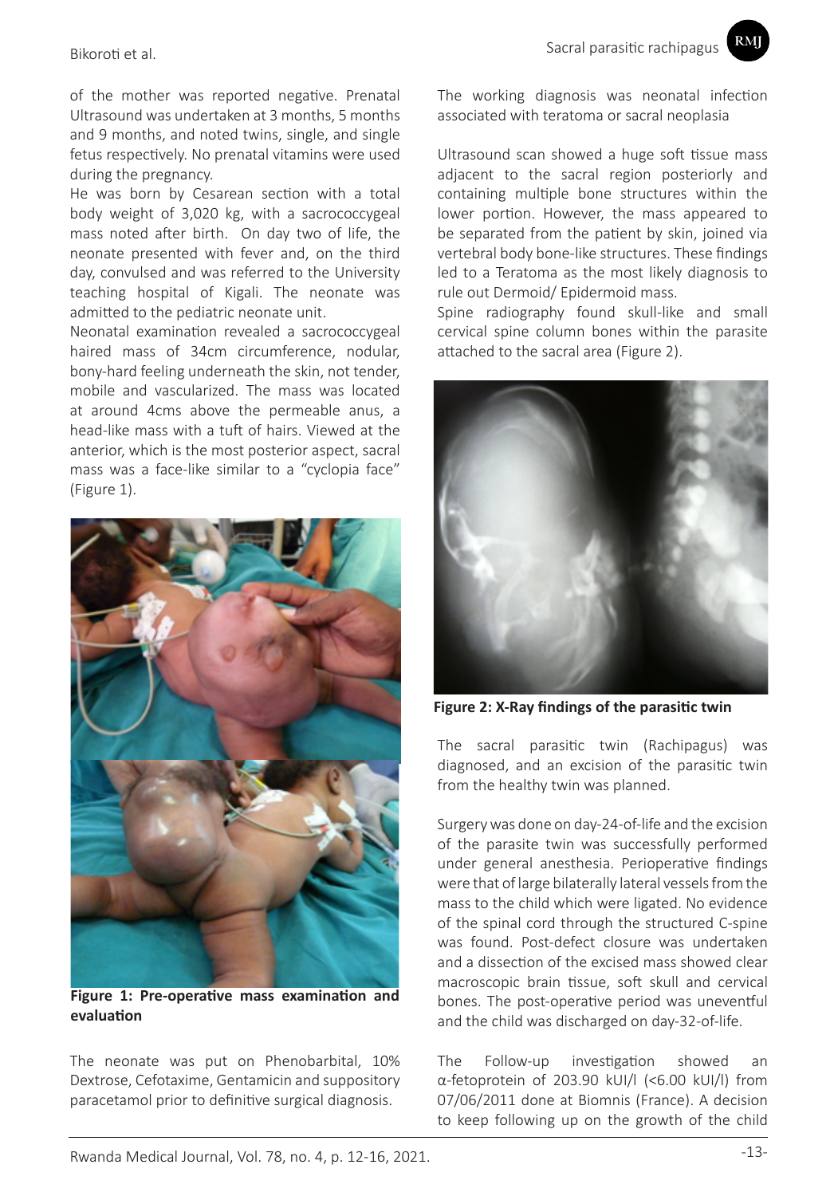of the mother was reported negative. Prenatal Ultrasound was undertaken at 3 months, 5 months and 9 months, and noted twins, single, and single fetus respectively. No prenatal vitamins were used during the pregnancy.

He was born by Cesarean section with a total body weight of 3,020 kg, with a sacrococcygeal mass noted after birth. On day two of life, the neonate presented with fever and, on the third day, convulsed and was referred to the University teaching hospital of Kigali. The neonate was admitted to the pediatric neonate unit.

Neonatal examination revealed a sacrococcygeal haired mass of 34cm circumference, nodular, bony-hard feeling underneath the skin, not tender, mobile and vascularized. The mass was located at around 4cms above the permeable anus, a head-like mass with a tuft of hairs. Viewed at the anterior, which is the most posterior aspect, sacral mass was a face-like similar to a "cyclopia face" (Figure 1).

**Figure 1: Pre-operative mass examination and evaluation**

The neonate was put on Phenobarbital, 10% Dextrose, Cefotaxime, Gentamicin and suppository paracetamol prior to definitive surgical diagnosis.

The working diagnosis was neonatal infection associated with teratoma or sacral neoplasia

Ultrasound scan showed a huge soft tissue mass adjacent to the sacral region posteriorly and containing multiple bone structures within the lower portion. However, the mass appeared to be separated from the patient by skin, joined via vertebral body bone-like structures. These findings led to a Teratoma as the most likely diagnosis to rule out Dermoid/ Epidermoid mass.

Spine radiography found skull-like and small cervical spine column bones within the parasite attached to the sacral area (Figure 2).

**Figure 2: X-Ray findings of the parasitic twin**

The sacral parasitic twin (Rachipagus) was diagnosed, and an excision of the parasitic twin from the healthy twin was planned.

Surgery was done on day-24-of-life and the excision of the parasite twin was successfully performed under general anesthesia. Perioperative findings were that of large bilaterally lateral vessels from the mass to the child which were ligated. No evidence of the spinal cord through the structured C-spine was found. Post-defect closure was undertaken and a dissection of the excised mass showed clear macroscopic brain tissue, soft skull and cervical bones. The post-operative period was uneventful and the child was discharged on day-32-of-life.

The Follow-up investigation showed an α-fetoprotein of 203.90 kUI/l (<6.00 kUI/l) from 07/06/2011 done at Biomnis (France). A decision to keep following up on the growth of the child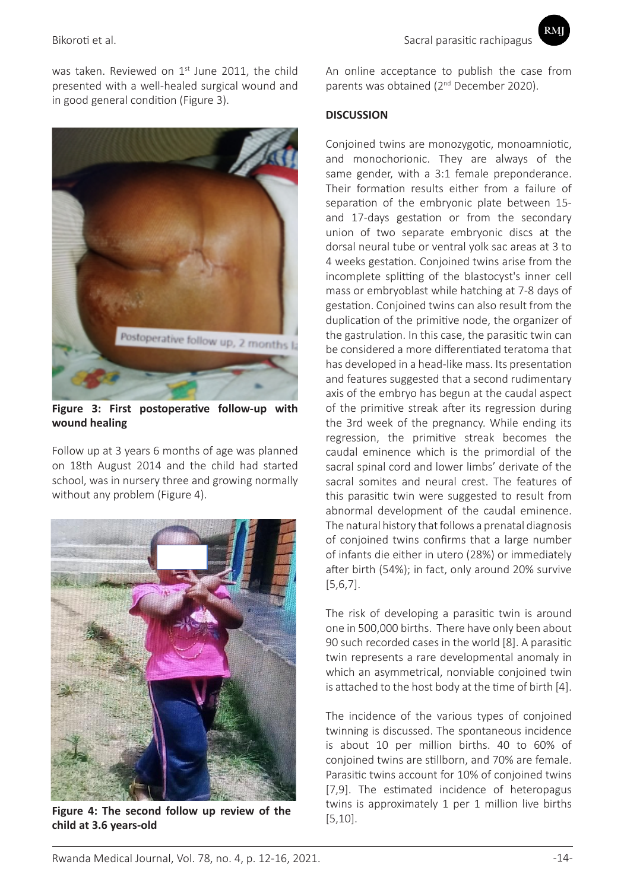was taken. Reviewed on 1st June 2011, the child presented with a well-healed surgical wound and in good general condition (Figure 3).

**Figure 3: First postoperative follow-up with wound healing**

Follow up at 3 years 6 months of age was planned on 18th August 2014 and the child had started school, was in nursery three and growing normally without any problem (Figure 4).

**Figure 4: The second follow up review of the child at 3.6 years-old**

An online acceptance to publish the case from parents was obtained (2nd December 2020).

**DISCUSSION**

Conjoined twins are monozygotic, monoamniotic, and monochorionic. They are always of the same gender, with a 3:1 female preponderance. Their formation results either from a failure of separation of the embryonic plate between 15- and 17-days gestation or from the secondary union of two separate embryonic discs at the dorsal neural tube or ventral yolk sac areas at 3 to 4 weeks gestation. Conjoined twins arise from the incomplete splitting of the blastocyst's inner cell mass or embryoblast while hatching at 7-8 days of gestation. Conjoined twins can also result from the duplication of the primitive node, the organizer of the gastrulation. In this case, the parasitic twin can be considered a more differentiated teratoma that has developed in a head-like mass. Its presentation and features suggested that a second rudimentary axis of the embryo has begun at the caudal aspect of the primitive streak after its regression during the 3rd week of the pregnancy. While ending its regression, the primitive streak becomes the caudal eminence which is the primordial of the sacral spinal cord and lower limbs' derivate of the sacral somites and neural crest. The features of this parasitic twin were suggested to result from abnormal development of the caudal eminence. The natural history that follows a prenatal diagnosis of conjoined twins confirms that a large number of infants die either in utero (28%) or immediately after birth (54%); in fact, only around 20% survive [5,6,7].

The risk of developing a parasitic twin is around one in 500,000 births. There have only been about 90 such recorded cases in the world [8]. A parasitic twin represents a rare developmental anomaly in which an asymmetrical, nonviable conjoined twin is attached to the host body at the time of birth [4].

The incidence of the various types of conjoined twinning is discussed. The spontaneous incidence is about 10 per million births. 40 to 60% of conjoined twins are stillborn, and 70% are female. Parasitic twins account for 10% of conjoined twins [7,9]. The estimated incidence of heteropagus twins is approximately 1 per 1 million live births [5,10].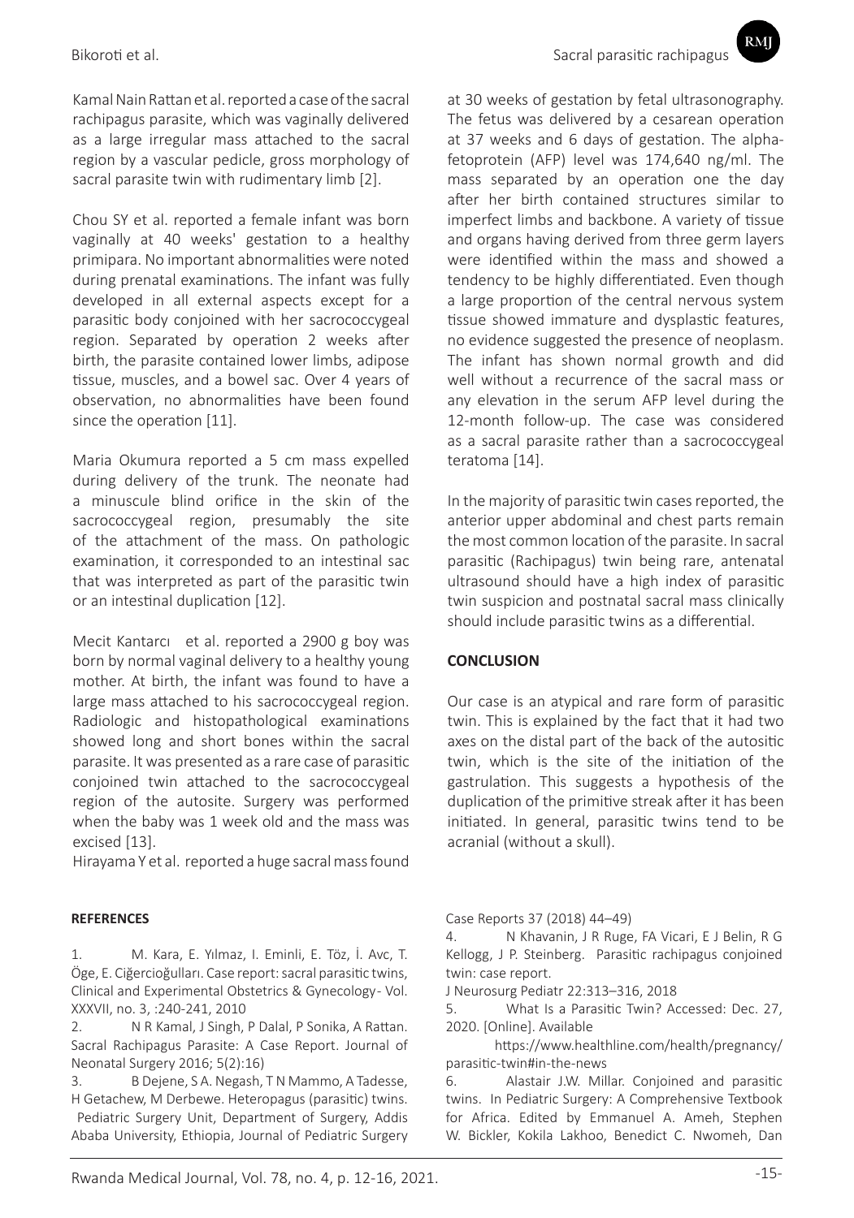Kamal Nain Rattan et al. reported a case of the sacral rachipagus parasite, which was vaginally delivered as a large irregular mass attached to the sacral region by a vascular pedicle, gross morphology of sacral parasite twin with rudimentary limb [2].

Chou SY et al. reported a female infant was born vaginally at 40 weeks' gestation to a healthy primipara. No important abnormalities were noted during prenatal examinations. The infant was fully developed in all external aspects except for a parasitic body conjoined with her sacrococcygeal region. Separated by operation 2 weeks after birth, the parasite contained lower limbs, adipose tissue, muscles, and a bowel sac. Over 4 years of observation, no abnormalities have been found since the operation [11].

Maria Okumura reported a 5 cm mass expelled during delivery of the trunk. The neonate had a minuscule blind orifice in the skin of the sacrococcygeal region, presumably the site of the attachment of the mass. On pathologic examination, it corresponded to an intestinal sac that was interpreted as part of the parasitic twin or an intestinal duplication [12].

Mecit Kantarcı et al. reported a 2900 g boy was born by normal vaginal delivery to a healthy young mother. At birth, the infant was found to have a large mass attached to his sacrococcygeal region. Radiologic and histopathological examinations showed long and short bones within the sacral parasite. It was presented as a rare case of parasitic conjoined twin attached to the sacrococcygeal region of the autosite. Surgery was performed when the baby was 1 week old and the mass was excised [13].

Hirayama Y et al. reported a huge sacral mass found at 30 weeks of gestation by fetal ultrasonography. The fetus was delivered by a cesarean operation at 37 weeks and 6 days of gestation. The alpha-fetoprotein (AFP) level was 174,640 ng/ml. The mass separated by an operation one the day after her birth contained structures similar to imperfect limbs and backbone. A variety of tissue and organs having derived from three germ layers were identified within the mass and showed a tendency to be highly differentiated. Even though a large proportion of the central nervous system tissue showed immature and dysplastic features, no evidence suggested the presence of neoplasm. The infant has shown normal growth and did well without a recurrence of the sacral mass or any elevation in the serum AFP level during the 12-month follow-up. The case was considered as a sacral parasite rather than a sacrococcygeal teratoma [14].

In the majority of parasitic twin cases reported, the anterior upper abdominal and chest parts remain the most common location of the parasite. In sacral parasitic (Rachipagus) twin being rare, antenatal ultrasound should have a high index of parasitic twin suspicion and postnatal sacral mass clinically should include parasitic twins as a differential.

## CONCLUSION

Our case is an atypical and rare form of parasitic twin. This is explained by the fact that it had two axes on the distal part of the back of the autositic twin, which is the site of the initiation of the gastrulation. This suggests a hypothesis of the duplication of the primitive streak after it has been initiated. In general, parasitic twins tend to be acranial (without a skull).

## REFERENCES

1. M. Kara, E. Yılmaz, I. Eminli, E. Töz, İ. Avc, T. Öge, E. Ciğercioğulları. Case report: sacral parasitic twins, Clinical and Experimental Obstetrics & Gynecology- Vol. XXXVII, no. 3, :240-241, 2010
2. N R Kamal, J Singh, P Dalal, P Sonika, A Rattan. Sacral Rachipagus Parasite: A Case Report. Journal of Neonatal Surgery 2016; 5(2):16)
3. B Dejene, S A. Negash, T N Mammo, A Tadesse, H Getachew, M Derbewe. Heteropagus (parasitic) twins. Pediatric Surgery Unit, Department of Surgery, Addis Ababa University, Ethiopia, Journal of Pediatric Surgery Case Reports 37 (2018) 44–49)
4. N Khavanin, J R Ruge, FA Vicari, E J Belin, R G Kellogg, J P. Steinberg. Parasitic rachipagus conjoined twin: case report. J Neurosurg Pediatr 22:313–316, 2018
5. What Is a Parasitic Twin? Accessed: Dec. 27, 2020. [Online]. Available https://www.healthline.com/health/pregnancy/parasitic-twin#in-the-news
6. Alastair J.W. Millar. Conjoined and parasitic twins. In Pediatric Surgery: A Comprehensive Textbook for Africa. Edited by Emmanuel A. Ameh, Stephen W. Bickler, Kokila Lakhoo, Benedict C. Nwomeh, Dan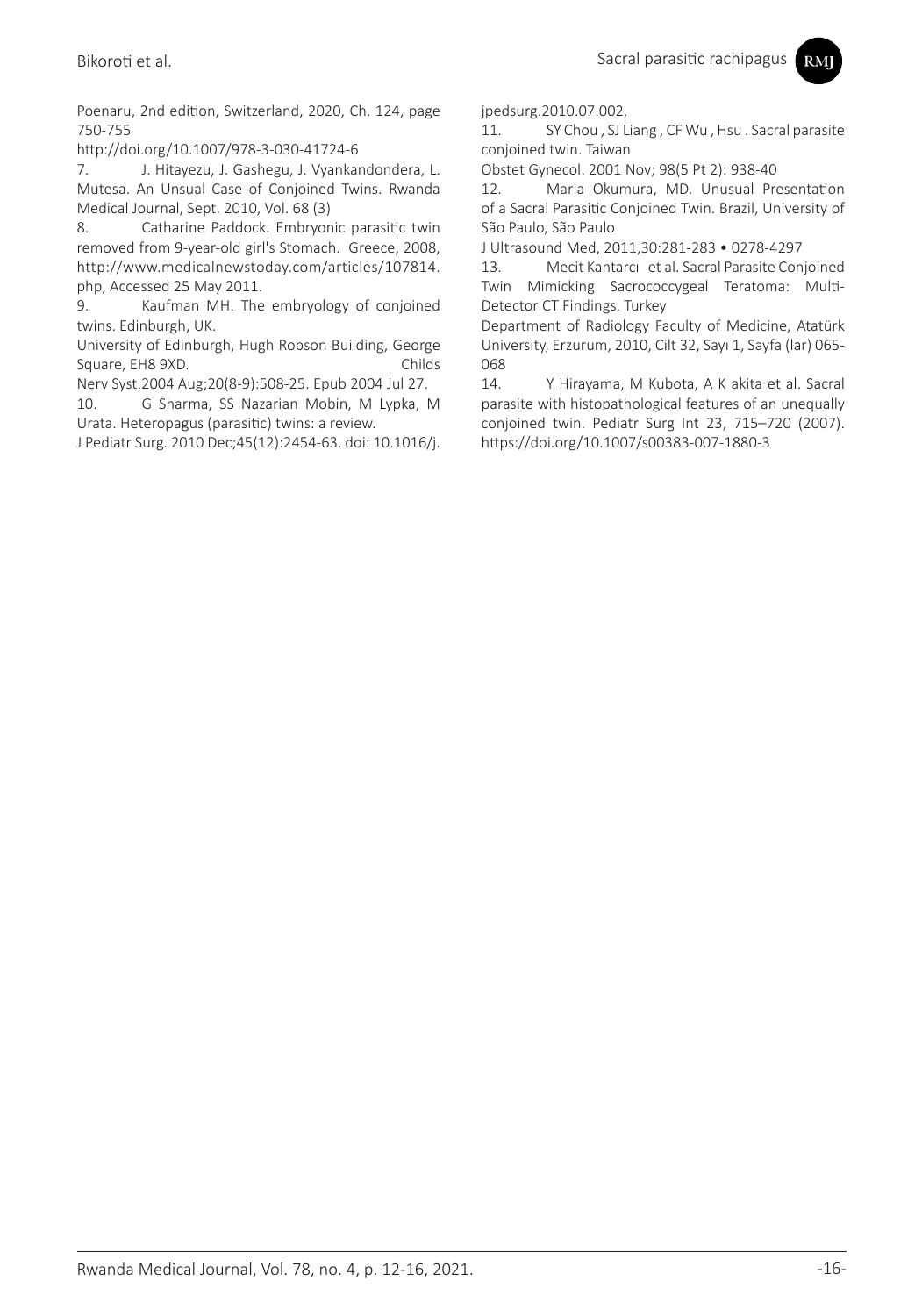Poenaru, 2nd edition, Switzerland, 2020, Ch. 124, page 750-755
http://doi.org/10.1007/978-3-030-41724-6

7. J. Hitayezu, J. Gashegu, J. Vyankandondera, L. Mutesa. An Unsual Case of Conjoined Twins. Rwanda Medical Journal, Sept. 2010, Vol. 68 (3)

8. Catharine Paddock. Embryonic parasitic twin removed from 9-year-old girl's Stomach. Greece, 2008, http://www.medicalnewstoday.com/articles/107814.php, Accessed 25 May 2011.

9. Kaufman MH. The embryology of conjoined twins. Edinburgh, UK.
University of Edinburgh, Hugh Robson Building, George Square, EH8 9XD. Childs Nerv Syst.2004 Aug;20(8-9):508-25. Epub 2004 Jul 27.

10. G Sharma, SS Nazarian Mobin, M Lypka, M Urata. Heteropagus (parasitic) twins: a review.
J Pediatr Surg. 2010 Dec;45(12):2454-63. doi: 10.1016/j.jpedsurg.2010.07.002.

11. SY Chou , SJ Liang , CF Wu , Hsu . Sacral parasite conjoined twin. Taiwan
Obstet Gynecol. 2001 Nov; 98(5 Pt 2): 938-40

12. Maria Okumura, MD. Unusual Presentation of a Sacral Parasitic Conjoined Twin. Brazil, University of São Paulo, São Paulo
J Ultrasound Med, 2011,30:281-283 • 0278-4297

13. Mecit Kantarcı et al. Sacral Parasite Conjoined Twin Mimicking Sacrococcygeal Teratoma: Multi-Detector CT Findings. Turkey
Department of Radiology Faculty of Medicine, Atatürk University, Erzurum, 2010, Cilt 32, Sayı 1, Sayfa (lar) 065-068

14. Y Hirayama, M Kubota, A K akita et al. Sacral parasite with histopathological features of an unequally conjoined twin. Pediatr Surg Int 23, 715–720 (2007). https://doi.org/10.1007/s00383-007-1880-3